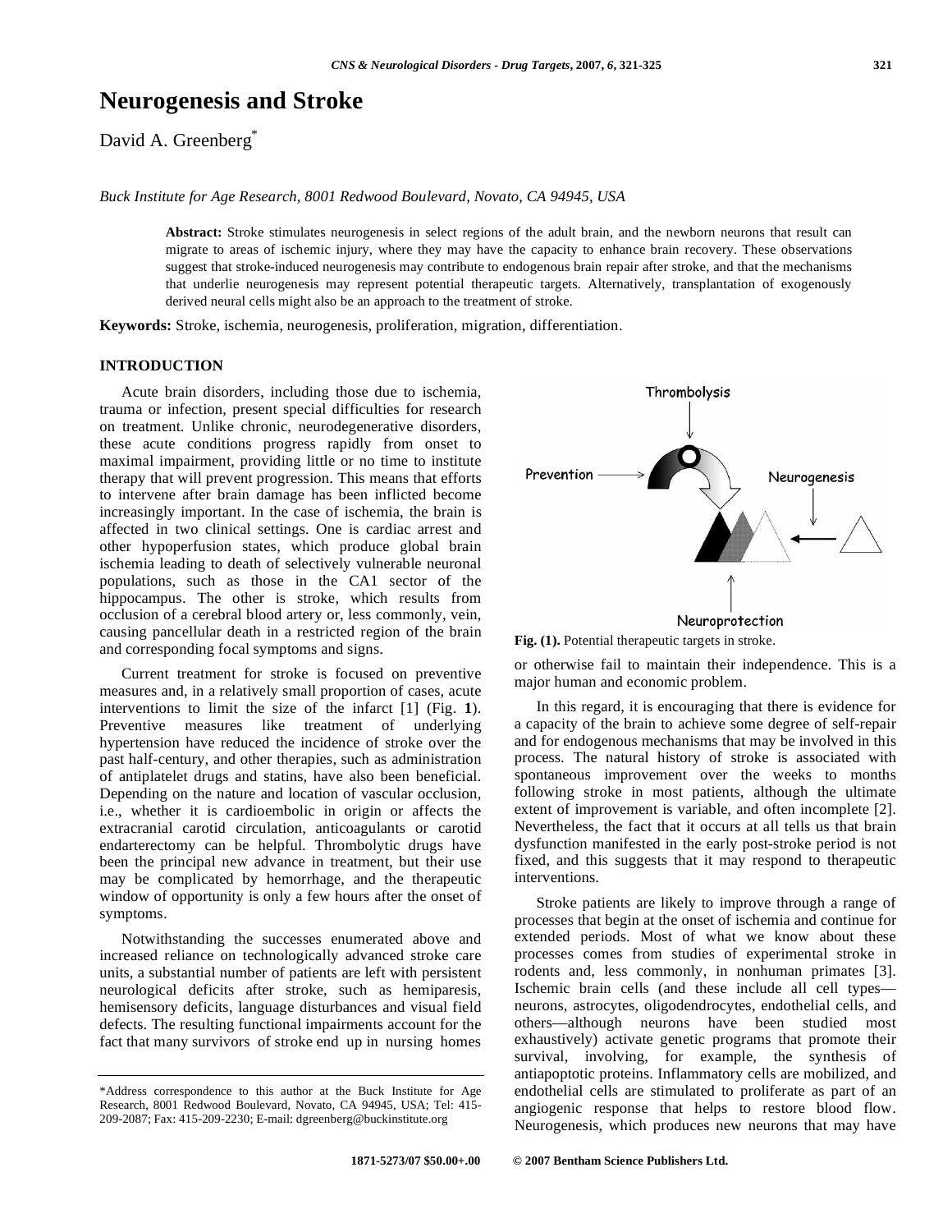# Neurogenesis and Stroke

David A. Greenberg*

*Buck Institute for Age Research, 8001 Redwood Boulevard, Novato, CA 94945, USA*

**Abstract:** Stroke stimulates neurogenesis in select regions of the adult brain, and the newborn neurons that result can migrate to areas of ischemic injury, where they may have the capacity to enhance brain recovery. These observations suggest that stroke-induced neurogenesis may contribute to endogenous brain repair after stroke, and that the mechanisms that underlie neurogenesis may represent potential therapeutic targets. Alternatively, transplantation of exogenously derived neural cells might also be an approach to the treatment of stroke.

**Keywords:** Stroke, ischemia, neurogenesis, proliferation, migration, differentiation.

## INTRODUCTION

Acute brain disorders, including those due to ischemia, trauma or infection, present special difficulties for research on treatment. Unlike chronic, neurodegenerative disorders, these acute conditions progress rapidly from onset to maximal impairment, providing little or no time to institute therapy that will prevent progression. This means that efforts to intervene after brain damage has been inflicted become increasingly important. In the case of ischemia, the brain is affected in two clinical settings. One is cardiac arrest and other hypoperfusion states, which produce global brain ischemia leading to death of selectively vulnerable neuronal populations, such as those in the CA1 sector of the hippocampus. The other is stroke, which results from occlusion of a cerebral blood artery or, less commonly, vein, causing pancellular death in a restricted region of the brain and corresponding focal symptoms and signs.

Current treatment for stroke is focused on preventive measures and, in a relatively small proportion of cases, acute interventions to limit the size of the infarct [1] (Fig. **1**). Preventive measures like treatment of underlying hypertension have reduced the incidence of stroke over the past half-century, and other therapies, such as administration of antiplatelet drugs and statins, have also been beneficial. Depending on the nature and location of vascular occlusion, i.e., whether it is cardioembolic in origin or affects the extracranial carotid circulation, anticoagulants or carotid endarterectomy can be helpful. Thrombolytic drugs have been the principal new advance in treatment, but their use may be complicated by hemorrhage, and the therapeutic window of opportunity is only a few hours after the onset of symptoms.

Notwithstanding the successes enumerated above and increased reliance on technologically advanced stroke care units, a substantial number of patients are left with persistent neurological deficits after stroke, such as hemiparesis, hemisensory deficits, language disturbances and visual field defects. The resulting functional impairments account for the fact that many survivors of stroke end up in nursing homes or otherwise fail to maintain their independence. This is a major human and economic problem.

Thrombolysis

Prevention

Neurogenesis

Neuroprotection

**Fig. (1).** Potential therapeutic targets in stroke.

In this regard, it is encouraging that there is evidence for a capacity of the brain to achieve some degree of self-repair and for endogenous mechanisms that may be involved in this process. The natural history of stroke is associated with spontaneous improvement over the weeks to months following stroke in most patients, although the ultimate extent of improvement is variable, and often incomplete [2]. Nevertheless, the fact that it occurs at all tells us that brain dysfunction manifested in the early post-stroke period is not fixed, and this suggests that it may respond to therapeutic interventions.

Stroke patients are likely to improve through a range of processes that begin at the onset of ischemia and continue for extended periods. Most of what we know about these processes comes from studies of experimental stroke in rodents and, less commonly, in nonhuman primates [3]. Ischemic brain cells (and these include all cell types—neurons, astrocytes, oligodendrocytes, endothelial cells, and others—although neurons have been studied most exhaustively) activate genetic programs that promote their survival, involving, for example, the synthesis of antiapoptotic proteins. Inflammatory cells are mobilized, and endothelial cells are stimulated to proliferate as part of an angiogenic response that helps to restore blood flow. Neurogenesis, which produces new neurons that may have

*Address correspondence to this author at the Buck Institute for Age Research, 8001 Redwood Boulevard, Novato, CA 94945, USA; Tel: 415-209-2087; Fax: 415-209-2230; E-mail: dgreenberg@buckinstitute.org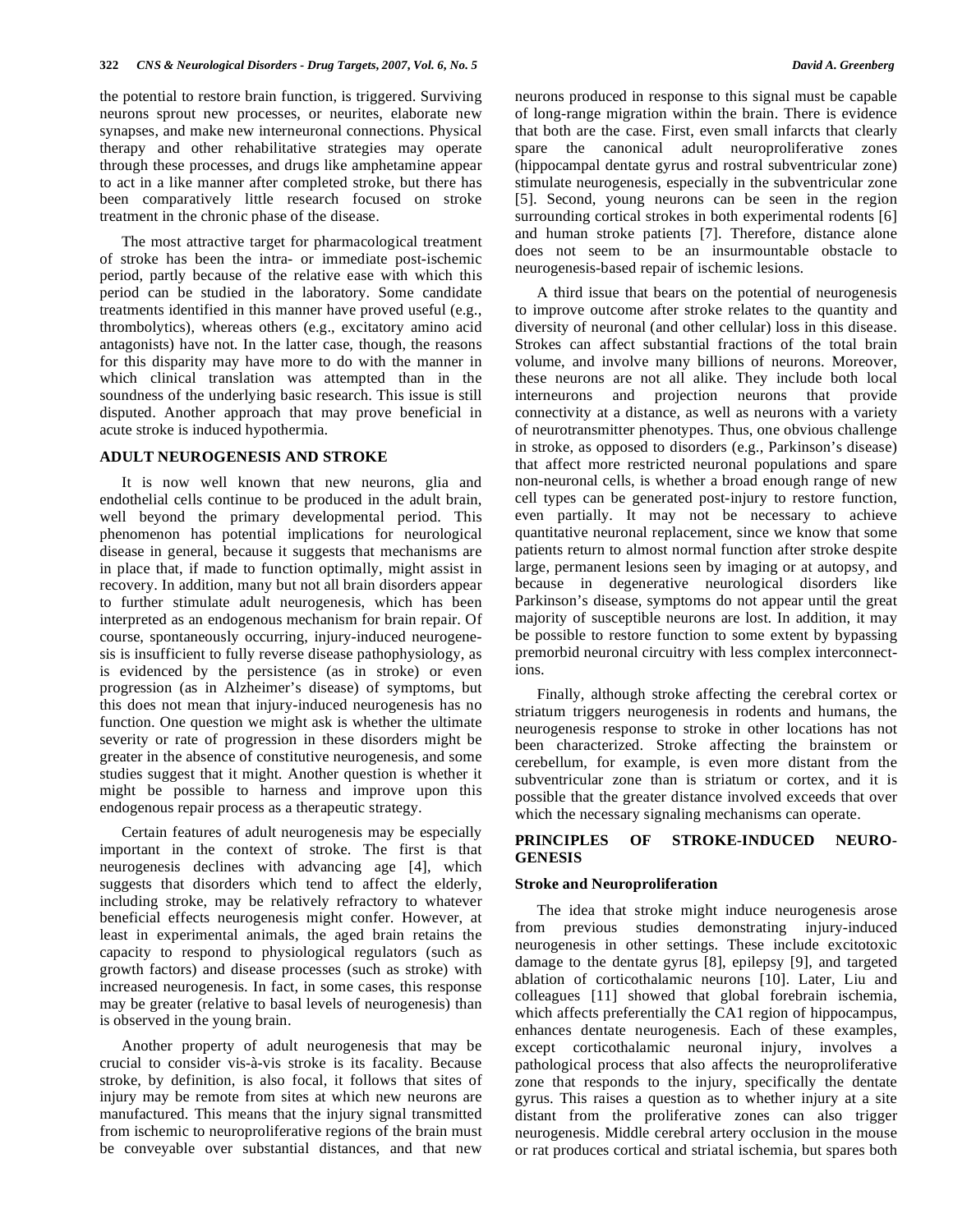the potential to restore brain function, is triggered. Surviving neurons sprout new processes, or neurites, elaborate new synapses, and make new interneuronal connections. Physical therapy and other rehabilitative strategies may operate through these processes, and drugs like amphetamine appear to act in a like manner after completed stroke, but there has been comparatively little research focused on stroke treatment in the chronic phase of the disease.

The most attractive target for pharmacological treatment of stroke has been the intra- or immediate post-ischemic period, partly because of the relative ease with which this period can be studied in the laboratory. Some candidate treatments identified in this manner have proved useful (e.g., thrombolytics), whereas others (e.g., excitatory amino acid antagonists) have not. In the latter case, though, the reasons for this disparity may have more to do with the manner in which clinical translation was attempted than in the soundness of the underlying basic research. This issue is still disputed. Another approach that may prove beneficial in acute stroke is induced hypothermia.

## ADULT NEUROGENESIS AND STROKE

It is now well known that new neurons, glia and endothelial cells continue to be produced in the adult brain, well beyond the primary developmental period. This phenomenon has potential implications for neurological disease in general, because it suggests that mechanisms are in place that, if made to function optimally, might assist in recovery. In addition, many but not all brain disorders appear to further stimulate adult neurogenesis, which has been interpreted as an endogenous mechanism for brain repair. Of course, spontaneously occurring, injury-induced neurogenesis is insufficient to fully reverse disease pathophysiology, as is evidenced by the persistence (as in stroke) or even progression (as in Alzheimer's disease) of symptoms, but this does not mean that injury-induced neurogenesis has no function. One question we might ask is whether the ultimate severity or rate of progression in these disorders might be greater in the absence of constitutive neurogenesis, and some studies suggest that it might. Another question is whether it might be possible to harness and improve upon this endogenous repair process as a therapeutic strategy.

Certain features of adult neurogenesis may be especially important in the context of stroke. The first is that neurogenesis declines with advancing age [4], which suggests that disorders which tend to affect the elderly, including stroke, may be relatively refractory to whatever beneficial effects neurogenesis might confer. However, at least in experimental animals, the aged brain retains the capacity to respond to physiological regulators (such as growth factors) and disease processes (such as stroke) with increased neurogenesis. In fact, in some cases, this response may be greater (relative to basal levels of neurogenesis) than is observed in the young brain.

Another property of adult neurogenesis that may be crucial to consider vis-à-vis stroke is its facality. Because stroke, by definition, is also focal, it follows that sites of injury may be remote from sites at which new neurons are manufactured. This means that the injury signal transmitted from ischemic to neuroproliferative regions of the brain must be conveyable over substantial distances, and that new neurons produced in response to this signal must be capable of long-range migration within the brain. There is evidence that both are the case. First, even small infarcts that clearly spare the canonical adult neuroproliferative zones (hippocampal dentate gyrus and rostral subventricular zone) stimulate neurogenesis, especially in the subventricular zone [5]. Second, young neurons can be seen in the region surrounding cortical strokes in both experimental rodents [6] and human stroke patients [7]. Therefore, distance alone does not seem to be an insurmountable obstacle to neurogenesis-based repair of ischemic lesions.

A third issue that bears on the potential of neurogenesis to improve outcome after stroke relates to the quantity and diversity of neuronal (and other cellular) loss in this disease. Strokes can affect substantial fractions of the total brain volume, and involve many billions of neurons. Moreover, these neurons are not all alike. They include both local interneurons and projection neurons that provide connectivity at a distance, as well as neurons with a variety of neurotransmitter phenotypes. Thus, one obvious challenge in stroke, as opposed to disorders (e.g., Parkinson's disease) that affect more restricted neuronal populations and spare non-neuronal cells, is whether a broad enough range of new cell types can be generated post-injury to restore function, even partially. It may not be necessary to achieve quantitative neuronal replacement, since we know that some patients return to almost normal function after stroke despite large, permanent lesions seen by imaging or at autopsy, and because in degenerative neurological disorders like Parkinson's disease, symptoms do not appear until the great majority of susceptible neurons are lost. In addition, it may be possible to restore function to some extent by bypassing premorbid neuronal circuitry with less complex interconnections.

Finally, although stroke affecting the cerebral cortex or striatum triggers neurogenesis in rodents and humans, the neurogenesis response to stroke in other locations has not been characterized. Stroke affecting the brainstem or cerebellum, for example, is even more distant from the subventricular zone than is striatum or cortex, and it is possible that the greater distance involved exceeds that over which the necessary signaling mechanisms can operate.

## PRINCIPLES OF STROKE-INDUCED NEUROGENESIS

### Stroke and Neuroproliferation

The idea that stroke might induce neurogenesis arose from previous studies demonstrating injury-induced neurogenesis in other settings. These include excitotoxic damage to the dentate gyrus [8], epilepsy [9], and targeted ablation of corticothalamic neurons [10]. Later, Liu and colleagues [11] showed that global forebrain ischemia, which affects preferentially the CA1 region of hippocampus, enhances dentate neurogenesis. Each of these examples, except corticothalamic neuronal injury, involves a pathological process that also affects the neuroproliferative zone that responds to the injury, specifically the dentate gyrus. This raises a question as to whether injury at a site distant from the proliferative zones can also trigger neurogenesis. Middle cerebral artery occlusion in the mouse or rat produces cortical and striatal ischemia, but spares both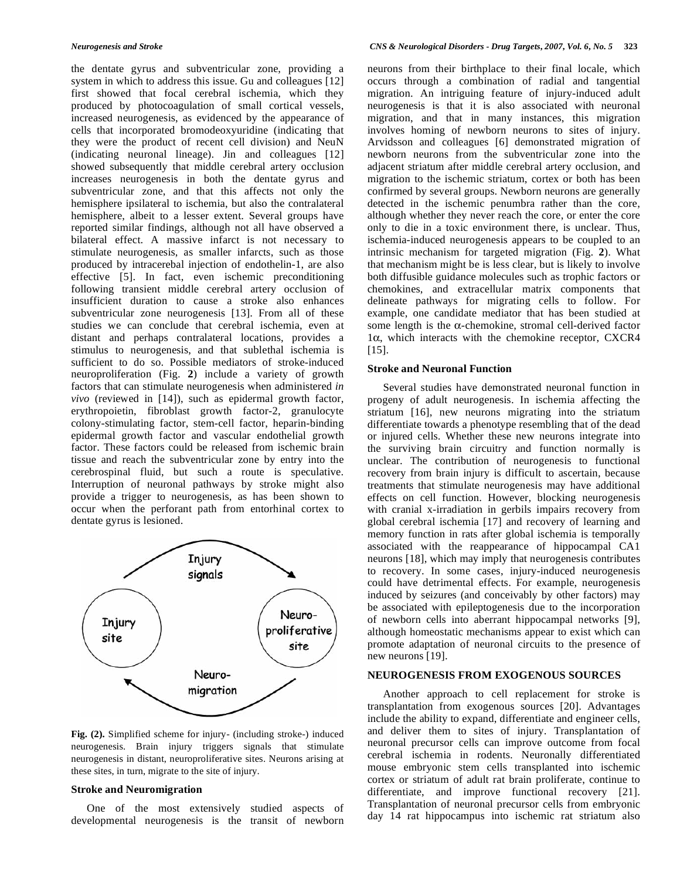the dentate gyrus and subventricular zone, providing a system in which to address this issue. Gu and colleagues [12] first showed that focal cerebral ischemia, which they produced by photocoagulation of small cortical vessels, increased neurogenesis, as evidenced by the appearance of cells that incorporated bromodeoxyuridine (indicating that they were the product of recent cell division) and NeuN (indicating neuronal lineage). Jin and colleagues [12] showed subsequently that middle cerebral artery occlusion increases neurogenesis in both the dentate gyrus and subventricular zone, and that this affects not only the hemisphere ipsilateral to ischemia, but also the contralateral hemisphere, albeit to a lesser extent. Several groups have reported similar findings, although not all have observed a bilateral effect. A massive infarct is not necessary to stimulate neurogenesis, as smaller infarcts, such as those produced by intracerebal injection of endothelin-1, are also effective [5]. In fact, even ischemic preconditioning following transient middle cerebral artery occlusion of insufficient duration to cause a stroke also enhances subventricular zone neurogenesis [13]. From all of these studies we can conclude that cerebral ischemia, even at distant and perhaps contralateral locations, provides a stimulus to neurogenesis, and that sublethal ischemia is sufficient to do so. Possible mediators of stroke-induced neuroproliferation (Fig. **2**) include a variety of growth factors that can stimulate neurogenesis when administered *in vivo* (reviewed in [14]), such as epidermal growth factor, erythropoietin, fibroblast growth factor-2, granulocyte colony-stimulating factor, stem-cell factor, heparin-binding epidermal growth factor and vascular endothelial growth factor. These factors could be released from ischemic brain tissue and reach the subventricular zone by entry into the cerebrospinal fluid, but such a route is speculative. Interruption of neuronal pathways by stroke might also provide a trigger to neurogenesis, as has been shown to occur when the perforant path from entorhinal cortex to dentate gyrus is lesioned.

**Fig. (2).** Simplified scheme for injury- (including stroke-) induced neurogenesis. Brain injury triggers signals that stimulate neurogenesis in distant, neuroproliferative sites. Neurons arising at these sites, in turn, migrate to the site of injury.

### Stroke and Neuromigration

One of the most extensively studied aspects of developmental neurogenesis is the transit of newborn neurons from their birthplace to their final locale, which occurs through a combination of radial and tangential migration. An intriguing feature of injury-induced adult neurogenesis is that it is also associated with neuronal migration, and that in many instances, this migration involves homing of newborn neurons to sites of injury. Arvidsson and colleagues [6] demonstrated migration of newborn neurons from the subventricular zone into the adjacent striatum after middle cerebral artery occlusion, and migration to the ischemic striatum, cortex or both has been confirmed by several groups. Newborn neurons are generally detected in the ischemic penumbra rather than the core, although whether they never reach the core, or enter the core only to die in a toxic environment there, is unclear. Thus, ischemia-induced neurogenesis appears to be coupled to an intrinsic mechanism for targeted migration (Fig. **2**). What that mechanism might be is less clear, but is likely to involve both diffusible guidance molecules such as trophic factors or chemokines, and extracellular matrix components that delineate pathways for migrating cells to follow. For example, one candidate mediator that has been studied at some length is the α-chemokine, stromal cell-derived factor 1α, which interacts with the chemokine receptor, CXCR4 [15].

### Stroke and Neuronal Function

Several studies have demonstrated neuronal function in progeny of adult neurogenesis. In ischemia affecting the striatum [16], new neurons migrating into the striatum differentiate towards a phenotype resembling that of the dead or injured cells. Whether these new neurons integrate into the surviving brain circuitry and function normally is unclear. The contribution of neurogenesis to functional recovery from brain injury is difficult to ascertain, because treatments that stimulate neurogenesis may have additional effects on cell function. However, blocking neurogenesis with cranial x-irradiation in gerbils impairs recovery from global cerebral ischemia [17] and recovery of learning and memory function in rats after global ischemia is temporally associated with the reappearance of hippocampal CA1 neurons [18], which may imply that neurogenesis contributes to recovery. In some cases, injury-induced neurogenesis could have detrimental effects. For example, neurogenesis induced by seizures (and conceivably by other factors) may be associated with epileptogenesis due to the incorporation of newborn cells into aberrant hippocampal networks [9], although homeostatic mechanisms appear to exist which can promote adaptation of neuronal circuits to the presence of new neurons [19].

## NEUROGENESIS FROM EXOGENOUS SOURCES

Another approach to cell replacement for stroke is transplantation from exogenous sources [20]. Advantages include the ability to expand, differentiate and engineer cells, and deliver them to sites of injury. Transplantation of neuronal precursor cells can improve outcome from focal cerebral ischemia in rodents. Neuronally differentiated mouse embryonic stem cells transplanted into ischemic cortex or striatum of adult rat brain proliferate, continue to differentiate, and improve functional recovery [21]. Transplantation of neuronal precursor cells from embryonic day 14 rat hippocampus into ischemic rat striatum also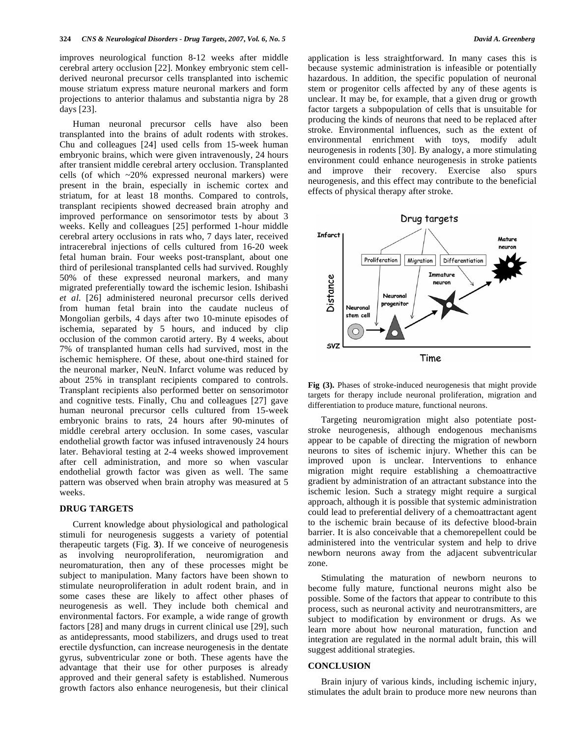improves neurological function 8-12 weeks after middle cerebral artery occlusion [22]. Monkey embryonic stem cell-derived neuronal precursor cells transplanted into ischemic mouse striatum express mature neuronal markers and form projections to anterior thalamus and substantia nigra by 28 days [23].

Human neuronal precursor cells have also been transplanted into the brains of adult rodents with strokes. Chu and colleagues [24] used cells from 15-week human embryonic brains, which were given intravenously, 24 hours after transient middle cerebral artery occlusion. Transplanted cells (of which ~20% expressed neuronal markers) were present in the brain, especially in ischemic cortex and striatum, for at least 18 months. Compared to controls, transplant recipients showed decreased brain atrophy and improved performance on sensorimotor tests by about 3 weeks. Kelly and colleagues [25] performed 1-hour middle cerebral artery occlusions in rats who, 7 days later, received intracerebral injections of cells cultured from 16-20 week fetal human brain. Four weeks post-transplant, about one third of perilesional transplanted cells had survived. Roughly 50% of these expressed neuronal markers, and many migrated preferentially toward the ischemic lesion. Ishibashi *et al.* [26] administered neuronal precursor cells derived from human fetal brain into the caudate nucleus of Mongolian gerbils, 4 days after two 10-minute episodes of ischemia, separated by 5 hours, and induced by clip occlusion of the common carotid artery. By 4 weeks, about 7% of transplanted human cells had survived, most in the ischemic hemisphere. Of these, about one-third stained for the neuronal marker, NeuN. Infarct volume was reduced by about 25% in transplant recipients compared to controls. Transplant recipients also performed better on sensorimotor and cognitive tests. Finally, Chu and colleagues [27] gave human neuronal precursor cells cultured from 15-week embryonic brains to rats, 24 hours after 90-minutes of middle cerebral artery occlusion. In some cases, vascular endothelial growth factor was infused intravenously 24 hours later. Behavioral testing at 2-4 weeks showed improvement after cell administration, and more so when vascular endothelial growth factor was given as well. The same pattern was observed when brain atrophy was measured at 5 weeks.

## DRUG TARGETS

Current knowledge about physiological and pathological stimuli for neurogenesis suggests a variety of potential therapeutic targets (Fig. **3**). If we conceive of neurogenesis as involving neuroproliferation, neuromigration and neuromaturation, then any of these processes might be subject to manipulation. Many factors have been shown to stimulate neuroproliferation in adult rodent brain, and in some cases these are likely to affect other phases of neurogenesis as well. They include both chemical and environmental factors. For example, a wide range of growth factors [28] and many drugs in current clinical use [29], such as antidepressants, mood stabilizers, and drugs used to treat erectile dysfunction, can increase neurogenesis in the dentate gyrus, subventricular zone or both. These agents have the advantage that their use for other purposes is already approved and their general safety is established. Numerous growth factors also enhance neurogenesis, but their clinical application is less straightforward. In many cases this is because systemic administration is infeasible or potentially hazardous. In addition, the specific population of neuronal stem or progenitor cells affected by any of these agents is unclear. It may be, for example, that a given drug or growth factor targets a subpopulation of cells that is unsuitable for producing the kinds of neurons that need to be replaced after stroke. Environmental influences, such as the extent of environmental enrichment with toys, modify adult neurogenesis in rodents [30]. By analogy, a more stimulating environment could enhance neurogenesis in stroke patients and improve their recovery. Exercise also spurs neurogenesis, and this effect may contribute to the beneficial effects of physical therapy after stroke.

**Fig (3).** Phases of stroke-induced neurogenesis that might provide targets for therapy include neuronal proliferation, migration and differentiation to produce mature, functional neurons.

Targeting neuromigration might also potentiate post-stroke neurogenesis, although endogenous mechanisms appear to be capable of directing the migration of newborn neurons to sites of ischemic injury. Whether this can be improved upon is unclear. Interventions to enhance migration might require establishing a chemoattractive gradient by administration of an attractant substance into the ischemic lesion. Such a strategy might require a surgical approach, although it is possible that systemic administration could lead to preferential delivery of a chemoattractant agent to the ischemic brain because of its defective blood-brain barrier. It is also conceivable that a chemorepellent could be administered into the ventricular system and help to drive newborn neurons away from the adjacent subventricular zone.

Stimulating the maturation of newborn neurons to become fully mature, functional neurons might also be possible. Some of the factors that appear to contribute to this process, such as neuronal activity and neurotransmitters, are subject to modification by environment or drugs. As we learn more about how neuronal maturation, function and integration are regulated in the normal adult brain, this will suggest additional strategies.

## CONCLUSION

Brain injury of various kinds, including ischemic injury, stimulates the adult brain to produce more new neurons than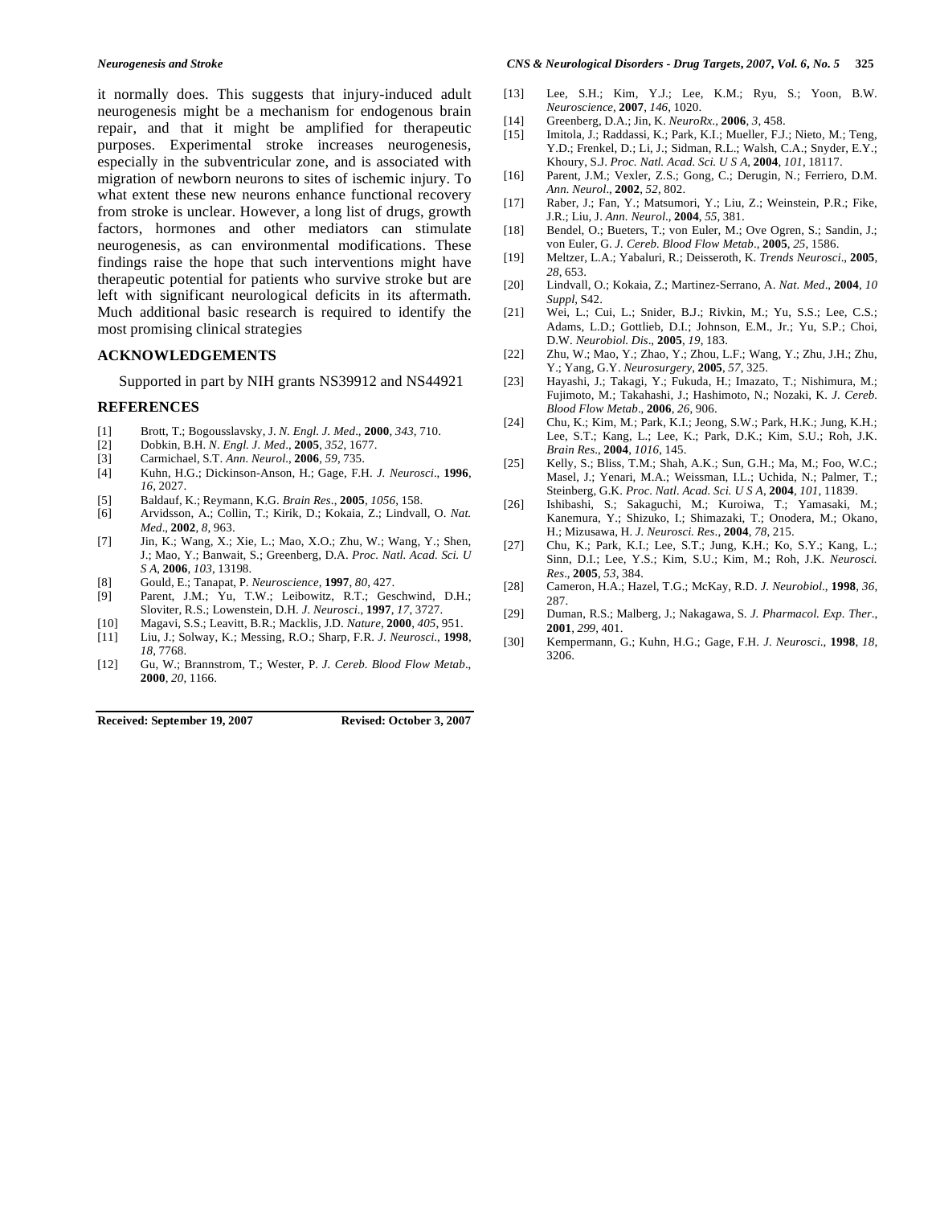it normally does. This suggests that injury-induced adult neurogenesis might be a mechanism for endogenous brain repair, and that it might be amplified for therapeutic purposes. Experimental stroke increases neurogenesis, especially in the subventricular zone, and is associated with migration of newborn neurons to sites of ischemic injury. To what extent these new neurons enhance functional recovery from stroke is unclear. However, a long list of drugs, growth factors, hormones and other mediators can stimulate neurogenesis, as can environmental modifications. These findings raise the hope that such interventions might have therapeutic potential for patients who survive stroke but are left with significant neurological deficits in its aftermath. Much additional basic research is required to identify the most promising clinical strategies

## ACKNOWLEDGEMENTS

Supported in part by NIH grants NS39912 and NS44921

## REFERENCES

[1] Brott, T.; Bogousslavsky, J. *N. Engl. J. Med*., **2000**, *343*, 710.
[2] Dobkin, B.H. *N. Engl. J. Med*., **2005**, *352*, 1677.
[3] Carmichael, S.T. *Ann. Neurol*., **2006**, *59*, 735.
[4] Kuhn, H.G.; Dickinson-Anson, H.; Gage, F.H. *J. Neurosci*., **1996**, *16*, 2027.
[5] Baldauf, K.; Reymann, K.G. *Brain Res*., **2005**, *1056*, 158.
[6] Arvidsson, A.; Collin, T.; Kirik, D.; Kokaia, Z.; Lindvall, O. *Nat. Med*., **2002**, *8*, 963.
[7] Jin, K.; Wang, X.; Xie, L.; Mao, X.O.; Zhu, W.; Wang, Y.; Shen, J.; Mao, Y.; Banwait, S.; Greenberg, D.A. *Proc. Natl. Acad. Sci. U S A*, **2006**, *103*, 13198.
[8] Gould, E.; Tanapat, P. *Neuroscience*, **1997**, *80*, 427.
[9] Parent, J.M.; Yu, T.W.; Leibowitz, R.T.; Geschwind, D.H.; Sloviter, R.S.; Lowenstein, D.H. *J. Neurosci*., **1997**, *17*, 3727.
[10] Magavi, S.S.; Leavitt, B.R.; Macklis, J.D. *Nature*, **2000**, *405*, 951.
[11] Liu, J.; Solway, K.; Messing, R.O.; Sharp, F.R. *J. Neurosci*., **1998**, *18*, 7768.
[12] Gu, W.; Brannstrom, T.; Wester, P. *J. Cereb. Blood Flow Metab*., **2000**, *20*, 1166.
[13] Lee, S.H.; Kim, Y.J.; Lee, K.M.; Ryu, S.; Yoon, B.W. *Neuroscience*, **2007**, *146*, 1020.
[14] Greenberg, D.A.; Jin, K. *NeuroRx*., **2006**, *3*, 458.
[15] Imitola, J.; Raddassi, K.; Park, K.I.; Mueller, F.J.; Nieto, M.; Teng, Y.D.; Frenkel, D.; Li, J.; Sidman, R.L.; Walsh, C.A.; Snyder, E.Y.; Khoury, S.J. *Proc. Natl. Acad. Sci. U S A*, **2004**, *101*, 18117.
[16] Parent, J.M.; Vexler, Z.S.; Gong, C.; Derugin, N.; Ferriero, D.M. *Ann. Neurol*., **2002**, *52*, 802.
[17] Raber, J.; Fan, Y.; Matsumori, Y.; Liu, Z.; Weinstein, P.R.; Fike, J.R.; Liu, J. *Ann. Neurol*., **2004**, *55*, 381.
[18] Bendel, O.; Bueters, T.; von Euler, M.; Ove Ogren, S.; Sandin, J.; von Euler, G. *J. Cereb. Blood Flow Metab*., **2005**, *25*, 1586.
[19] Meltzer, L.A.; Yabaluri, R.; Deisseroth, K. *Trends Neurosci*., **2005**, *28*, 653.
[20] Lindvall, O.; Kokaia, Z.; Martinez-Serrano, A. *Nat. Med*., **2004**, *10 Suppl*, S42.
[21] Wei, L.; Cui, L.; Snider, B.J.; Rivkin, M.; Yu, S.S.; Lee, C.S.; Adams, L.D.; Gottlieb, D.I.; Johnson, E.M., Jr.; Yu, S.P.; Choi, D.W. *Neurobiol. Dis*., **2005**, *19*, 183.
[22] Zhu, W.; Mao, Y.; Zhao, Y.; Zhou, L.F.; Wang, Y.; Zhu, J.H.; Zhu, Y.; Yang, G.Y. *Neurosurgery*, **2005**, *57*, 325.
[23] Hayashi, J.; Takagi, Y.; Fukuda, H.; Imazato, T.; Nishimura, M.; Fujimoto, M.; Takahashi, J.; Hashimoto, N.; Nozaki, K. *J. Cereb. Blood Flow Metab*., **2006**, *26*, 906.
[24] Chu, K.; Kim, M.; Park, K.I.; Jeong, S.W.; Park, H.K.; Jung, K.H.; Lee, S.T.; Kang, L.; Lee, K.; Park, D.K.; Kim, S.U.; Roh, J.K. *Brain Res*., **2004**, *1016*, 145.
[25] Kelly, S.; Bliss, T.M.; Shah, A.K.; Sun, G.H.; Ma, M.; Foo, W.C.; Masel, J.; Yenari, M.A.; Weissman, I.L.; Uchida, N.; Palmer, T.; Steinberg, G.K. *Proc. Natl. Acad. Sci. U S A*, **2004**, *101*, 11839.
[26] Ishibashi, S.; Sakaguchi, M.; Kuroiwa, T.; Yamasaki, M.; Kanemura, Y.; Shizuko, I.; Shimazaki, T.; Onodera, M.; Okano, H.; Mizusawa, H. *J. Neurosci. Res*., **2004**, *78*, 215.
[27] Chu, K.; Park, K.I.; Lee, S.T.; Jung, K.H.; Ko, S.Y.; Kang, L.; Sinn, D.I.; Lee, Y.S.; Kim, S.U.; Kim, M.; Roh, J.K. *Neurosci. Res*., **2005**, *53*, 384.
[28] Cameron, H.A.; Hazel, T.G.; McKay, R.D. *J. Neurobiol*., **1998**, *36*, 287.
[29] Duman, R.S.; Malberg, J.; Nakagawa, S. *J. Pharmacol. Exp. Ther*., **2001**, *299*, 401.
[30] Kempermann, G.; Kuhn, H.G.; Gage, F.H. *J. Neurosci*., **1998**, *18*, 3206.

**Received: September 19, 2007 Revised: October 3, 2007**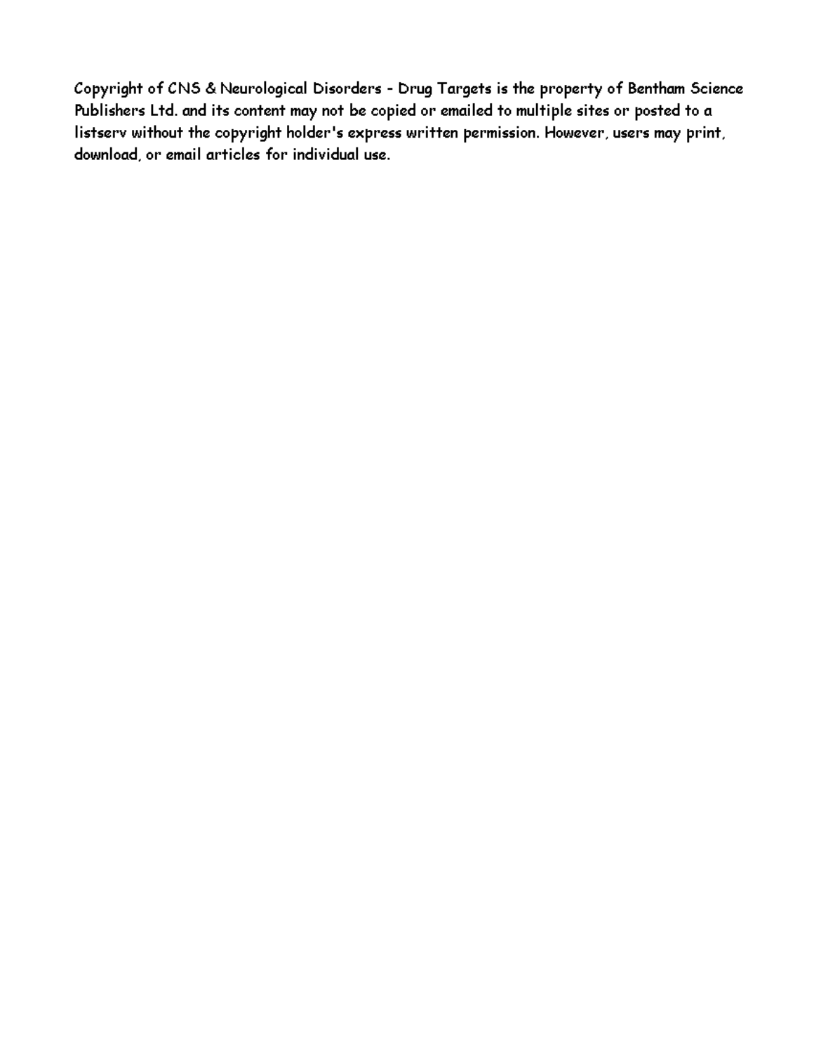Copyright of CNS & Neurological Disorders - Drug Targets is the property of Bentham Science Publishers Ltd. and its content may not be copied or emailed to multiple sites or posted to a listserv without the copyright holder's express written permission. However, users may print, download, or email articles for individual use.